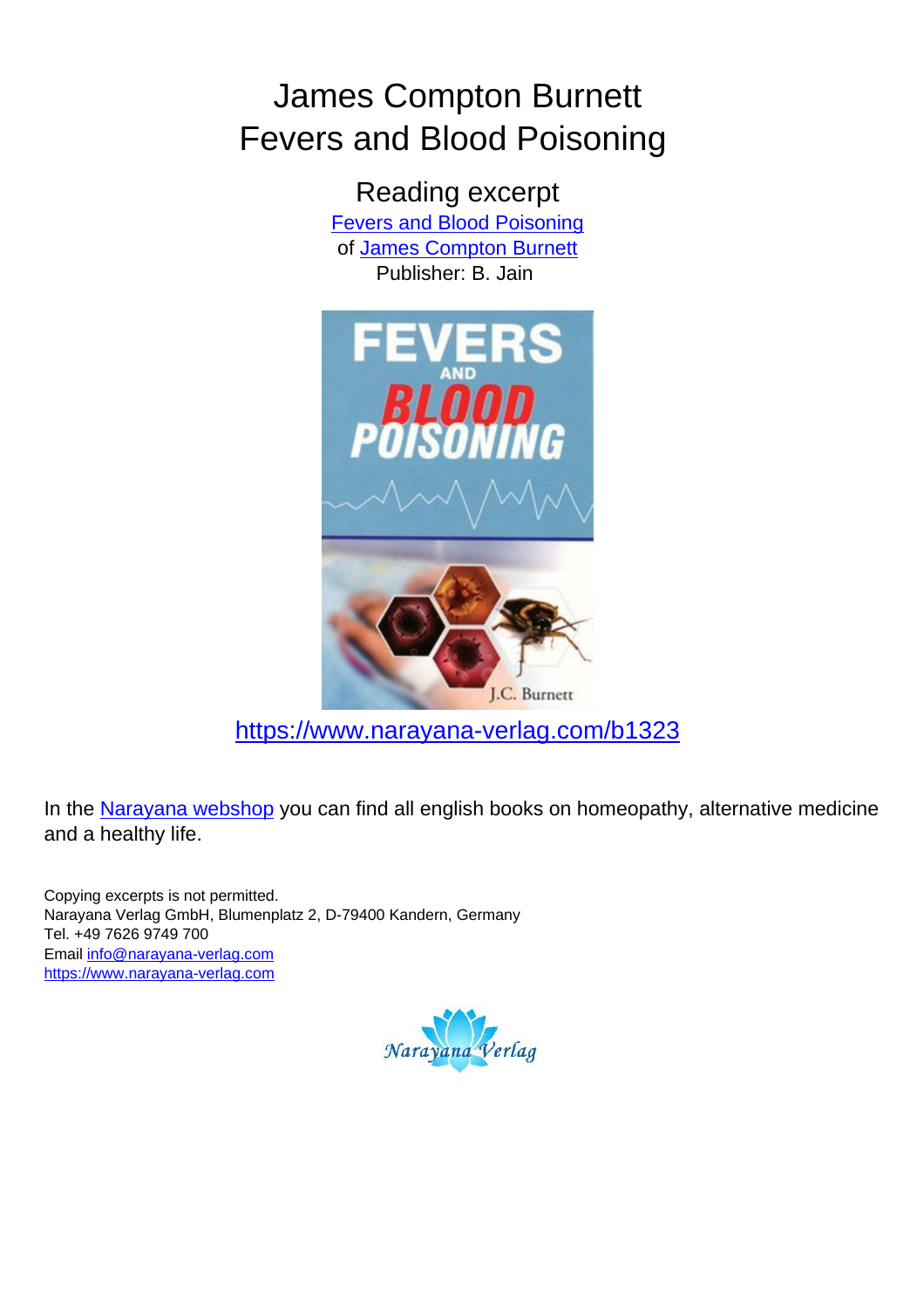# James Compton Burnett
# Fevers and Blood Poisoning

## Reading excerpt

[Fevers and Blood Poisoning](https://www.narayana-verlag.com/b1323)
of [James Compton Burnett](https://www.narayana-verlag.com)
Publisher: B. Jain

[https://www.narayana-verlag.com/b1323](https://www.narayana-verlag.com/b1323)

In the [Narayana webshop](https://www.narayana-verlag.com) you can find all english books on homeopathy, alternative medicine and a healthy life.

Copying excerpts is not permitted.
Narayana Verlag GmbH, Blumenplatz 2, D-79400 Kandern, Germany
Tel. +49 7626 9749 700
Email [info@narayana-verlag.com](mailto:info@narayana-verlag.com)
[https://www.narayana-verlag.com](https://www.narayana-verlag.com)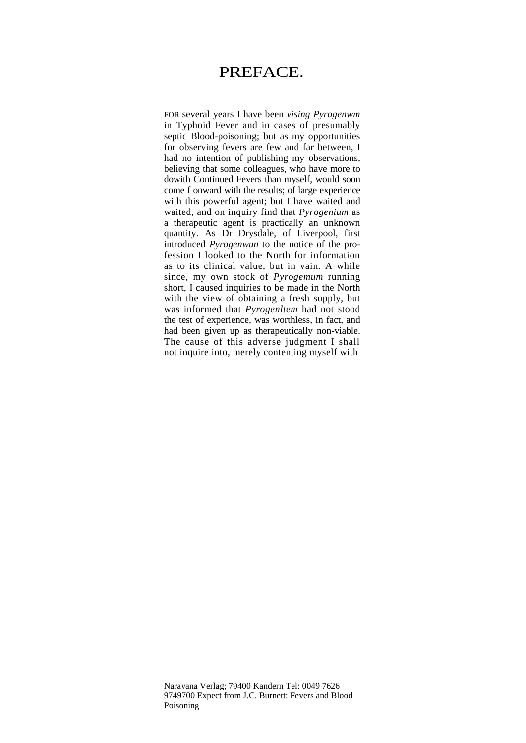# PREFACE.

FOR several years I have been *vising Pyrogenwm* in Typhoid Fever and in cases of presumably septic Blood-poisoning; but as my opportunities for observing fevers are few and far between, I had no intention of publishing my observations, believing that some colleagues, who have more to dowith Continued Fevers than myself, would soon come f onward with the results; of large experience with this powerful agent; but I have waited and waited, and on inquiry find that *Pyrogenium* as a therapeutic agent is practically an unknown quantity. As Dr Drysdale, of Liverpool, first introduced *Pyrogenwun* to the notice of the profession I looked to the North for information as to its clinical value, but in vain. A while since, my own stock of *Pyrogemum* running short, I caused inquiries to be made in the North with the view of obtaining a fresh supply, but was informed that *Pyrogenltem* had not stood the test of experience, was worthless, in fact, and had been given up as therapeutically non-viable. The cause of this adverse judgment I shall not inquire into, merely contenting myself with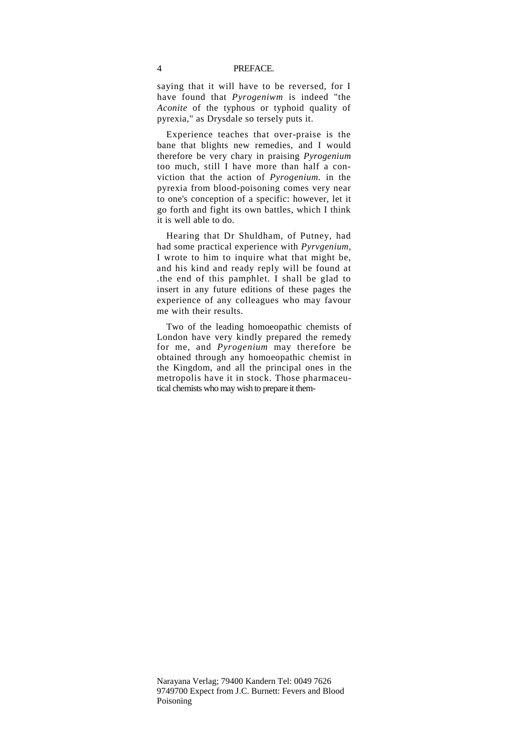saying that it will have to be reversed, for I have found that *Pyrogeniwm* is indeed "the *Aconite* of the typhous or typhoid quality of pyrexia," as Drysdale so tersely puts it.

Experience teaches that over-praise is the bane that blights new remedies, and I would therefore be very chary in praising *Pyrogenium* too much, still I have more than half a conviction that the action of *Pyrogenium.* in the pyrexia from blood-poisoning comes very near to one's conception of a specific: however, let it go forth and fight its own battles, which I think it is well able to do.

Hearing that Dr Shuldham, of Putney, had had some practical experience with *Pyrvgenium,* I wrote to him to inquire what that might be, and his kind and ready reply will be found at .the end of this pamphlet. I shall be glad to insert in any future editions of these pages the experience of any colleagues who may favour me with their results.

Two of the leading homoeopathic chemists of London have very kindly prepared the remedy for me, and *Pyrogenium* may therefore be obtained through any homoeopathic chemist in the Kingdom, and all the principal ones in the metropolis have it in stock. Those pharmaceutical chemists who may wish to prepare it them-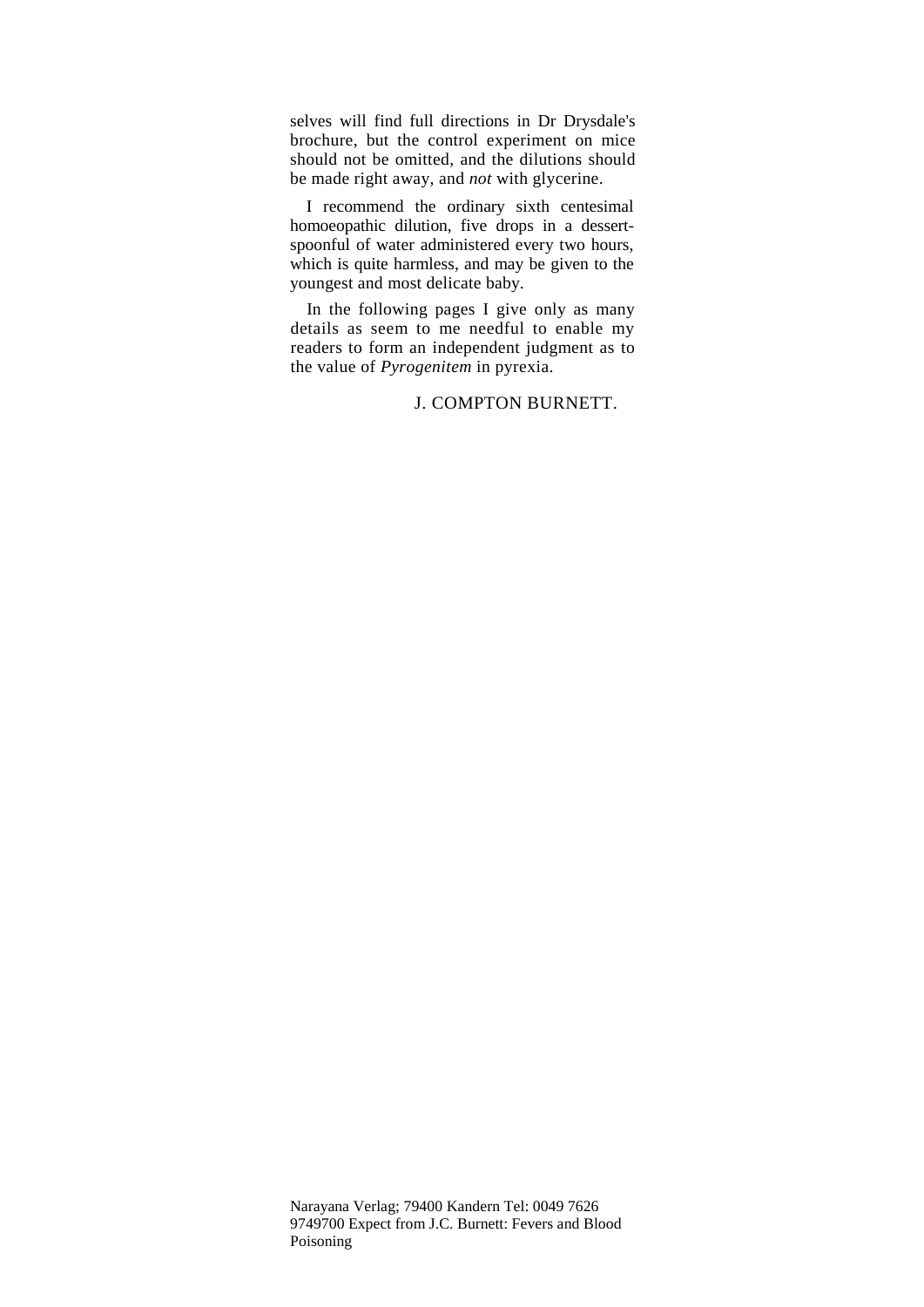selves will find full directions in Dr Drysdale's brochure, but the control experiment on mice should not be omitted, and the dilutions should be made right away, and *not* with glycerine.

I recommend the ordinary sixth centesimal homoeopathic dilution, five drops in a dessert-spoonful of water administered every two hours, which is quite harmless, and may be given to the youngest and most delicate baby.

In the following pages I give only as many details as seem to me needful to enable my readers to form an independent judgment as to the value of *Pyrogenitem* in pyrexia.

J. COMPTON BURNETT.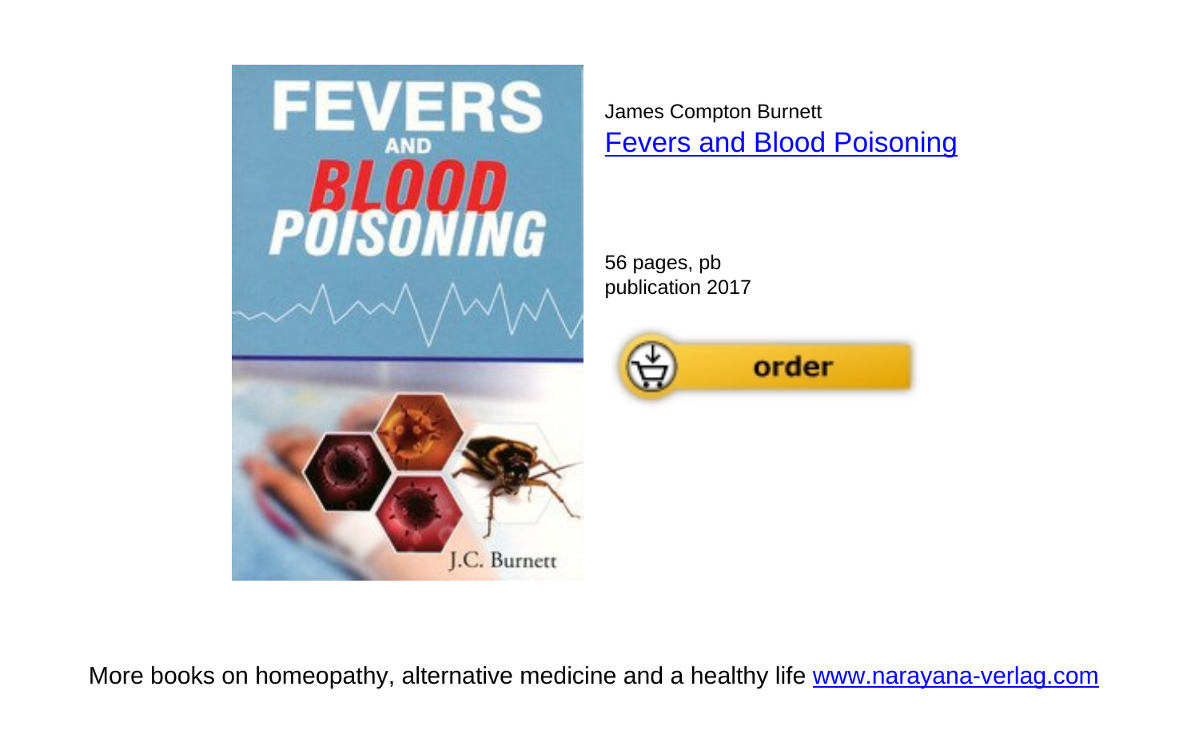James Compton Burnett
[Fevers and Blood Poisoning](#)

56 pages, pb
publication 2017

order

More books on homeopathy, alternative medicine and a healthy life [www.narayana-verlag.com](http://www.narayana-verlag.com)